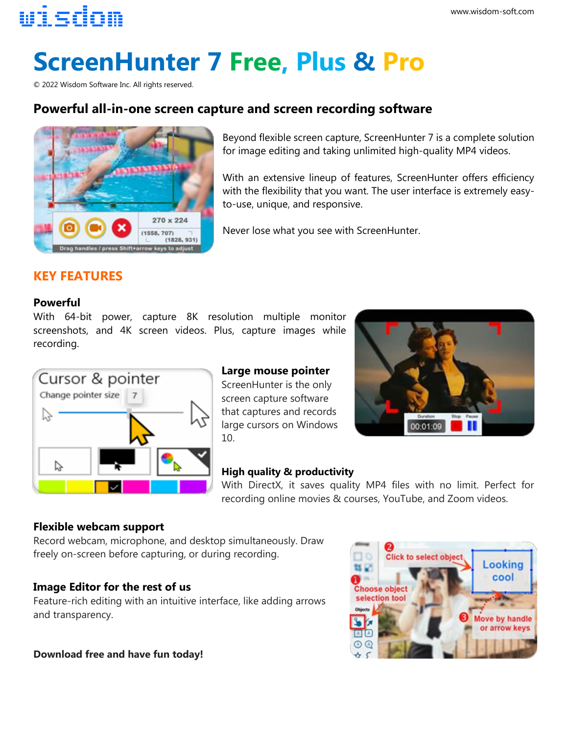# ScreenHunter 7 Free, Plus & Pro

© 2022 Wisdom Software Inc. All rights reserved.

## Powerful all-in-one screen capture and screen recording software

Beyond flexible screen capture, ScreenHunter 7 is a complete solution for image editing and taking unlimited high-quality MP4 videos.

With an extensive lineup of features, ScreenHunter offers efficiency with the flexibility that you want. The user interface is extremely easy-to-use, unique, and responsive.

Never lose what you see with ScreenHunter.

## KEY FEATURES

### Powerful

With 64-bit power, capture 8K resolution multiple monitor screenshots, and 4K screen videos. Plus, capture images while recording.

### Large mouse pointer

ScreenHunter is the only screen capture software that captures and records large cursors on Windows 10.

### High quality & productivity

With DirectX, it saves quality MP4 files with no limit. Perfect for recording online movies & courses, YouTube, and Zoom videos.

### Flexible webcam support

Record webcam, microphone, and desktop simultaneously. Draw freely on-screen before capturing, or during recording.

### Image Editor for the rest of us

Feature-rich editing with an intuitive interface, like adding arrows and transparency.

**Download free and have fun today!**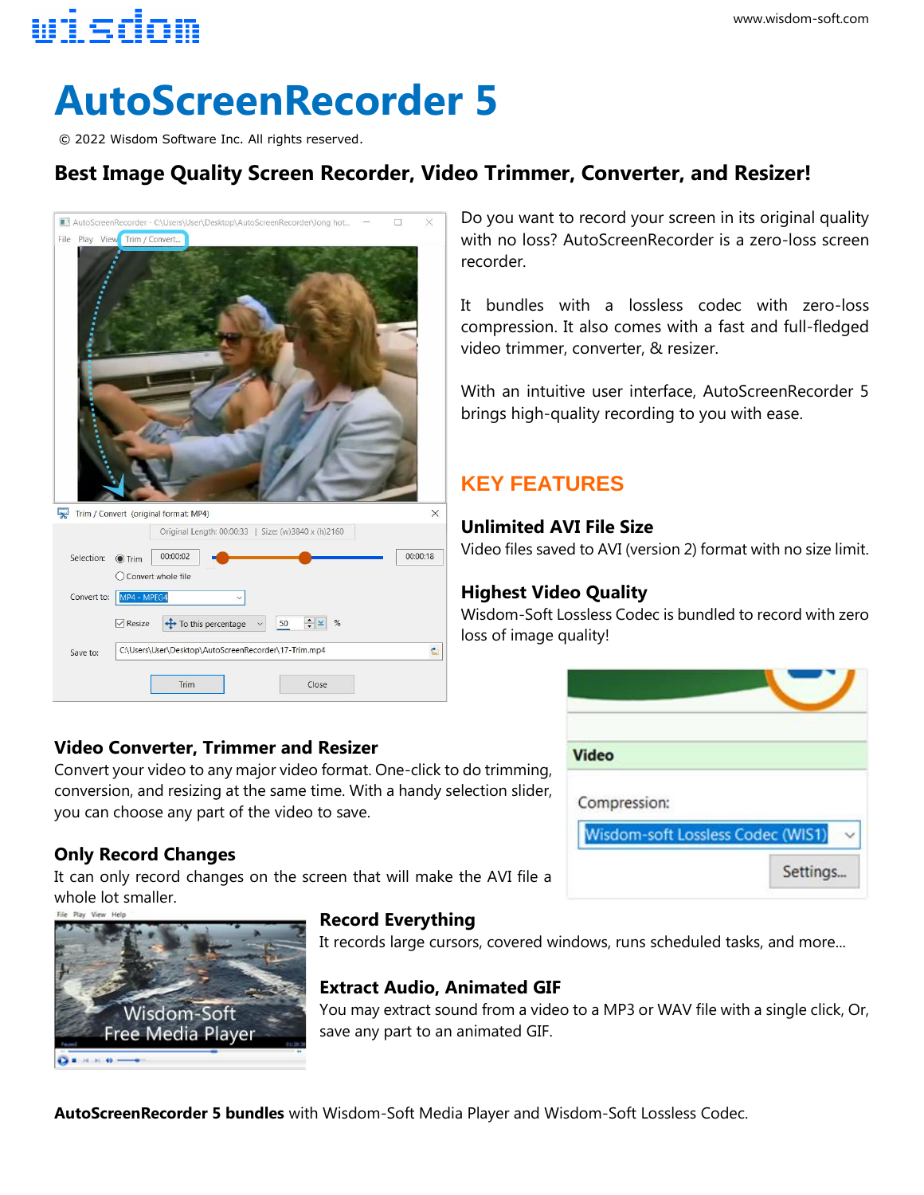# AutoScreenRecorder 5

© 2022 Wisdom Software Inc. All rights reserved.

## Best Image Quality Screen Recorder, Video Trimmer, Converter, and Resizer!

Do you want to record your screen in its original quality with no loss? AutoScreenRecorder is a zero-loss screen recorder.

It bundles with a lossless codec with zero-loss compression. It also comes with a fast and full-fledged video trimmer, converter, & resizer.

With an intuitive user interface, AutoScreenRecorder 5 brings high-quality recording to you with ease.

## KEY FEATURES

### Unlimited AVI File Size

Video files saved to AVI (version 2) format with no size limit.

### Highest Video Quality

Wisdom-Soft Lossless Codec is bundled to record with zero loss of image quality!

### Video Converter, Trimmer and Resizer

Convert your video to any major video format. One-click to do trimming, conversion, and resizing at the same time. With a handy selection slider, you can choose any part of the video to save.

### Only Record Changes

It can only record changes on the screen that will make the AVI file a whole lot smaller.

### Record Everything

It records large cursors, covered windows, runs scheduled tasks, and more...

### Extract Audio, Animated GIF

You may extract sound from a video to a MP3 or WAV file with a single click, Or, save any part to an animated GIF.

**AutoScreenRecorder 5 bundles** with Wisdom-Soft Media Player and Wisdom-Soft Lossless Codec.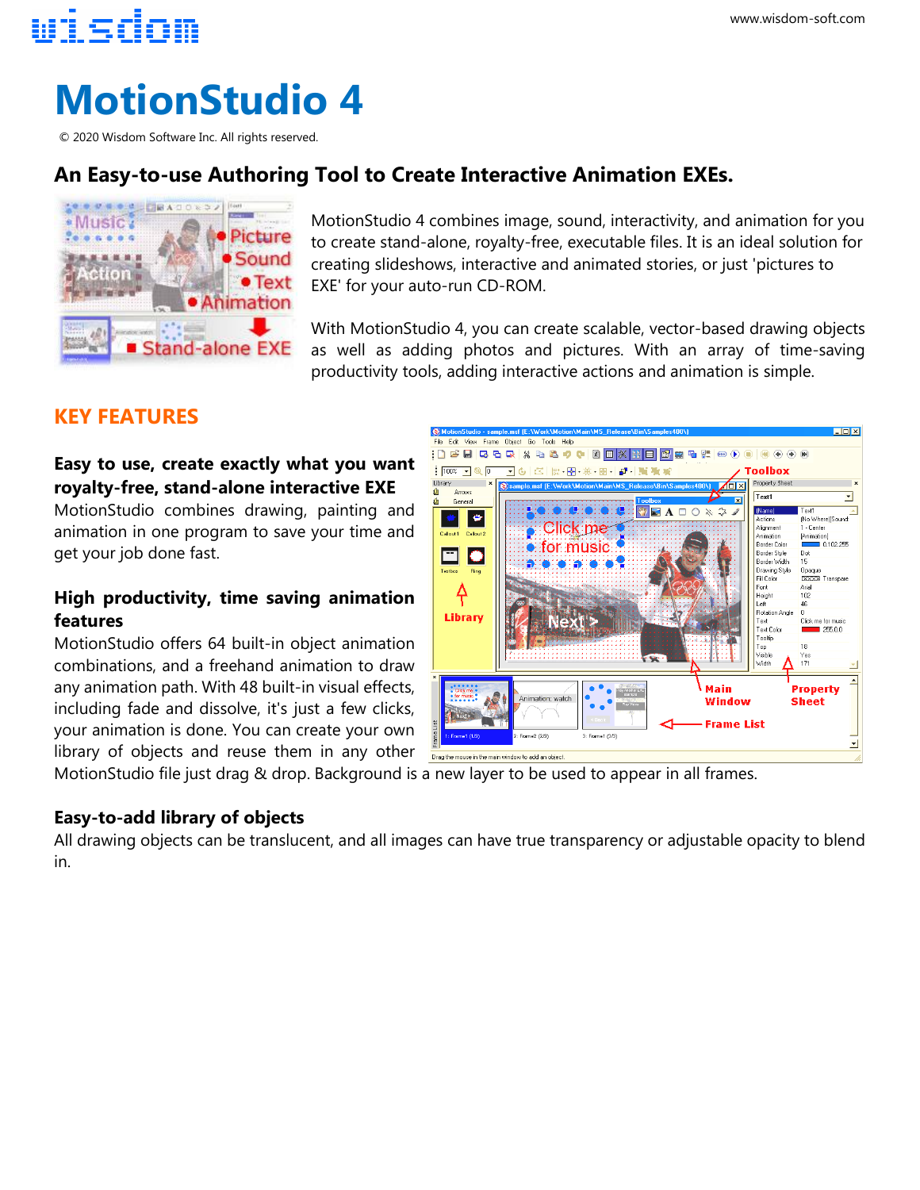# MotionStudio 4

© 2020 Wisdom Software Inc. All rights reserved.

## An Easy-to-use Authoring Tool to Create Interactive Animation EXEs.

MotionStudio 4 combines image, sound, interactivity, and animation for you to create stand-alone, royalty-free, executable files. It is an ideal solution for creating slideshows, interactive and animated stories, or just 'pictures to EXE' for your auto-run CD-ROM.

With MotionStudio 4, you can create scalable, vector-based drawing objects as well as adding photos and pictures. With an array of time-saving productivity tools, adding interactive actions and animation is simple.

## KEY FEATURES

### Easy to use, create exactly what you want royalty-free, stand-alone interactive EXE

MotionStudio combines drawing, painting and animation in one program to save your time and get your job done fast.

### High productivity, time saving animation features

MotionStudio offers 64 built-in object animation combinations, and a freehand animation to draw any animation path. With 48 built-in visual effects, including fade and dissolve, it's just a few clicks, your animation is done. You can create your own library of objects and reuse them in any other MotionStudio file just drag & drop. Background is a new layer to be used to appear in all frames.

### Easy-to-add library of objects

All drawing objects can be translucent, and all images can have true transparency or adjustable opacity to blend in.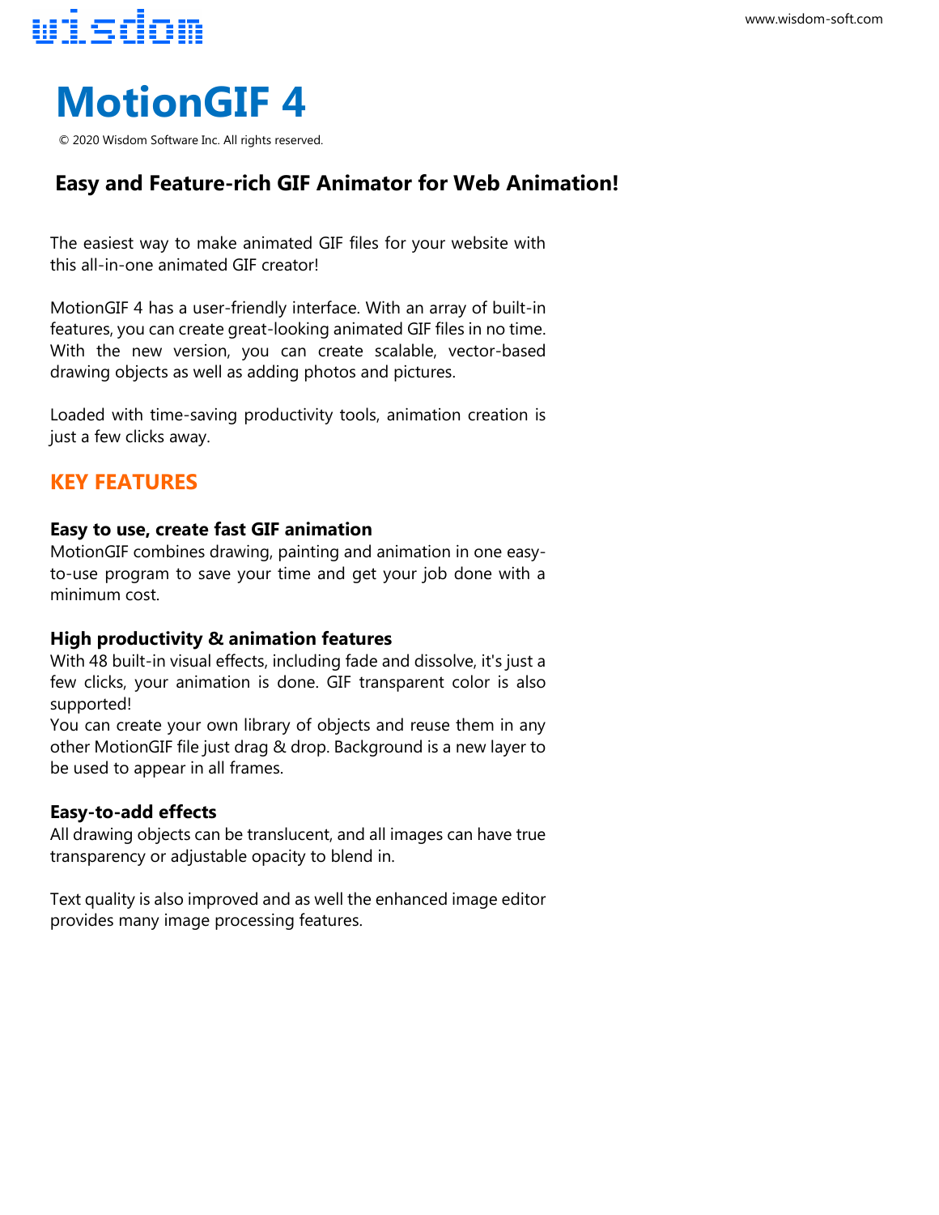# MotionGIF 4

© 2020 Wisdom Software Inc. All rights reserved.

## Easy and Feature-rich GIF Animator for Web Animation!

The easiest way to make animated GIF files for your website with this all-in-one animated GIF creator!

MotionGIF 4 has a user-friendly interface. With an array of built-in features, you can create great-looking animated GIF files in no time. With the new version, you can create scalable, vector-based drawing objects as well as adding photos and pictures.

Loaded with time-saving productivity tools, animation creation is just a few clicks away.

## KEY FEATURES

### Easy to use, create fast GIF animation

MotionGIF combines drawing, painting and animation in one easy-to-use program to save your time and get your job done with a minimum cost.

### High productivity & animation features

With 48 built-in visual effects, including fade and dissolve, it's just a few clicks, your animation is done. GIF transparent color is also supported!
You can create your own library of objects and reuse them in any other MotionGIF file just drag & drop. Background is a new layer to be used to appear in all frames.

### Easy-to-add effects

All drawing objects can be translucent, and all images can have true transparency or adjustable opacity to blend in.

Text quality is also improved and as well the enhanced image editor provides many image processing features.